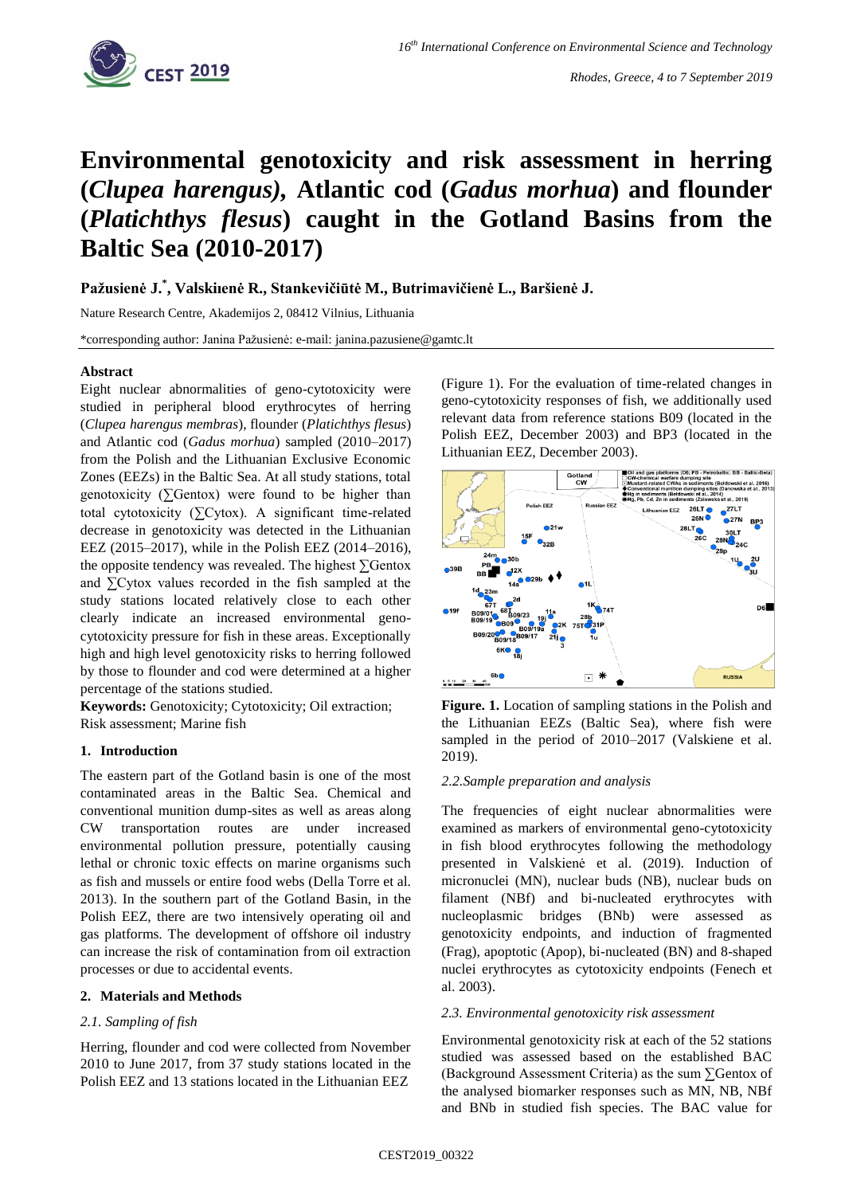# Environmental genotoxicity and risk assessment in herring (*Clupea harengus*), Atlantic cod (*Gadus morhua*) and flounder (*Platichthys flesus*) caught in the Gotland Basins from the Baltic Sea (2010-2017)

**Pažusienė J.\*, Valskienė R., Stankevičiūtė M., Butrimavičienė L., Baršienė J.**

Nature Research Centre, Akademijos 2, 08412 Vilnius, Lithuania

\*corresponding author: Janina Pažusienė: e-mail: janina.pazusiene@gamtc.lt

## Abstract

Eight nuclear abnormalities of geno-cytotoxicity were studied in peripheral blood erythrocytes of herring (*Clupea harengus membras*), flounder (*Platichthys flesus*) and Atlantic cod (*Gadus morhua*) sampled (2010–2017) from the Polish and the Lithuanian Exclusive Economic Zones (EEZs) in the Baltic Sea. At all study stations, total genotoxicity (∑Gentox) were found to be higher than total cytotoxicity (∑Cytox). A significant time-related decrease in genotoxicity was detected in the Lithuanian EEZ (2015–2017), while in the Polish EEZ (2014–2016), the opposite tendency was revealed. The highest ∑Gentox and ∑Cytox values recorded in the fish sampled at the study stations located relatively close to each other clearly indicate an increased environmental geno-cytotoxicity pressure for fish in these areas. Exceptionally high and high level genotoxicity risks to herring followed by those to flounder and cod were determined at a higher percentage of the stations studied.

**Keywords:** Genotoxicity; Cytotoxicity; Oil extraction; Risk assessment; Marine fish

## 1. Introduction

The eastern part of the Gotland basin is one of the most contaminated areas in the Baltic Sea. Chemical and conventional munition dump-sites as well as areas along CW transportation routes are under increased environmental pollution pressure, potentially causing lethal or chronic toxic effects on marine organisms such as fish and mussels or entire food webs (Della Torre et al. 2013). In the southern part of the Gotland Basin, in the Polish EEZ, there are two intensively operating oil and gas platforms. The development of offshore oil industry can increase the risk of contamination from oil extraction processes or due to accidental events.

## 2. Materials and Methods

### *2.1. Sampling of fish*

Herring, flounder and cod were collected from November 2010 to June 2017, from 37 study stations located in the Polish EEZ and 13 stations located in the Lithuanian EEZ (Figure 1). For the evaluation of time-related changes in geno-cytotoxicity responses of fish, we additionally used relevant data from reference stations B09 (located in the Polish EEZ, December 2003) and BP3 (located in the Lithuanian EEZ, December 2003).

**Figure. 1.** Location of sampling stations in the Polish and the Lithuanian EEZs (Baltic Sea), where fish were sampled in the period of 2010–2017 (Valskiene et al. 2019).

### *2.2.Sample preparation and analysis*

The frequencies of eight nuclear abnormalities were examined as markers of environmental geno-cytotoxicity in fish blood erythrocytes following the methodology presented in Valskienė et al. (2019). Induction of micronuclei (MN), nuclear buds (NB), nuclear buds on filament (NBf) and bi-nucleated erythrocytes with nucleoplasmic bridges (BNb) were assessed as genotoxicity endpoints, and induction of fragmented (Frag), apoptotic (Apop), bi-nucleated (BN) and 8-shaped nuclei erythrocytes as cytotoxicity endpoints (Fenech et al. 2003).

### *2.3. Environmental genotoxicity risk assessment*

Environmental genotoxicity risk at each of the 52 stations studied was assessed based on the established BAC (Background Assessment Criteria) as the sum ∑Gentox of the analysed biomarker responses such as MN, NB, NBf and BNb in studied fish species. The BAC value for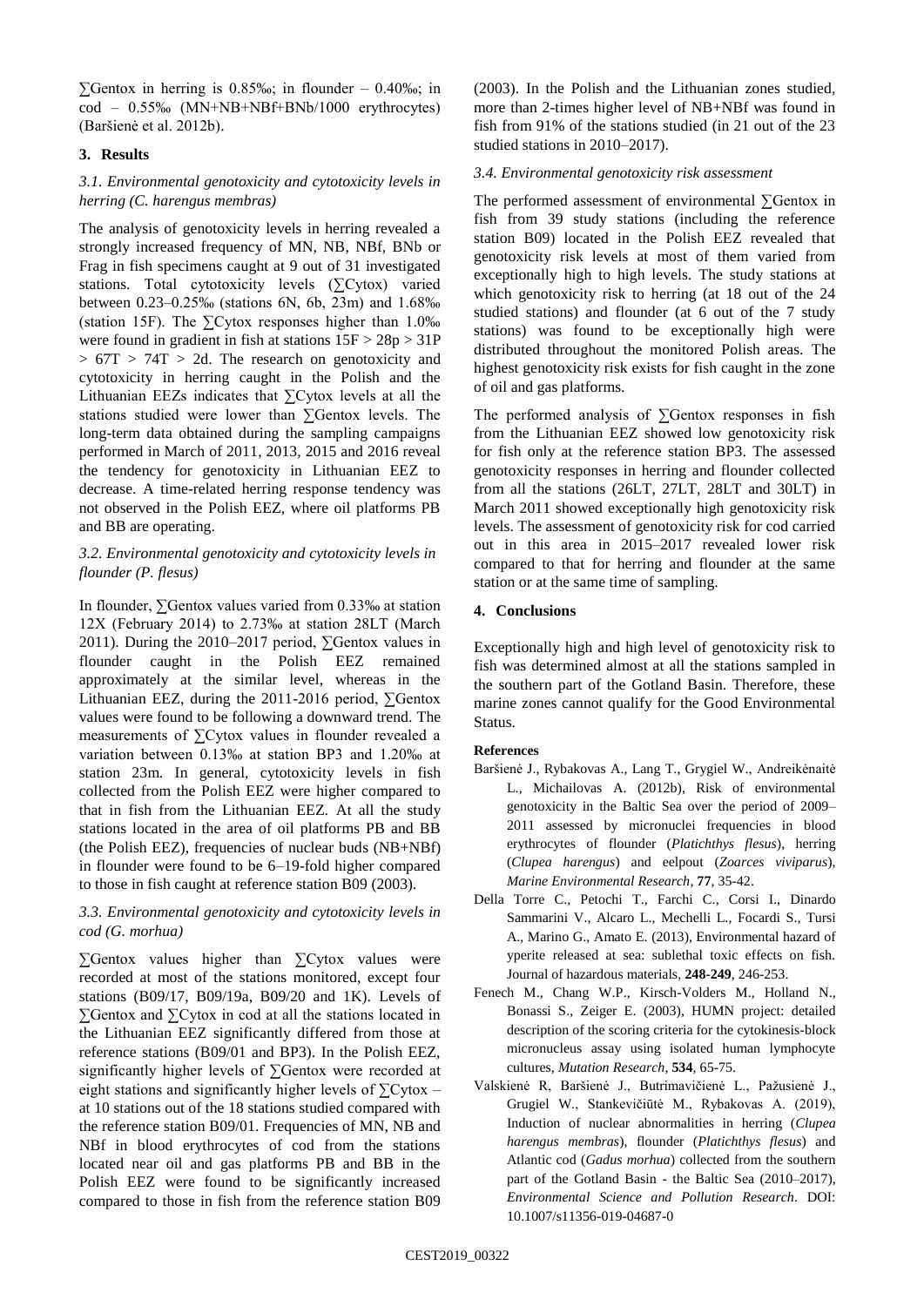∑Gentox in herring is 0.85‰; in flounder – 0.40‰; in cod – 0.55‰ (MN+NB+NBf+BNb/1000 erythrocytes) (Baršienė et al. 2012b).

## 3. Results

### 3.1. Environmental genotoxicity and cytotoxicity levels in herring (*C. harengus membras*)

The analysis of genotoxicity levels in herring revealed a strongly increased frequency of MN, NB, NBf, BNb or Frag in fish specimens caught at 9 out of 31 investigated stations. Total cytotoxicity levels (∑Cytox) varied between 0.23–0.25‰ (stations 6N, 6b, 23m) and 1.68‰ (station 15F). The ∑Cytox responses higher than 1.0‰ were found in gradient in fish at stations 15F > 28p > 31P > 67T > 74T > 2d. The research on genotoxicity and cytotoxicity in herring caught in the Polish and the Lithuanian EEZs indicates that ∑Cytox levels at all the stations studied were lower than ∑Gentox levels. The long-term data obtained during the sampling campaigns performed in March of 2011, 2013, 2015 and 2016 reveal the tendency for genotoxicity in Lithuanian EEZ to decrease. A time-related herring response tendency was not observed in the Polish EEZ, where oil platforms PB and BB are operating.

### 3.2. Environmental genotoxicity and cytotoxicity levels in flounder (*P. flesus*)

In flounder, ∑Gentox values varied from 0.33‰ at station 12X (February 2014) to 2.73‰ at station 28LT (March 2011). During the 2010–2017 period, ∑Gentox values in flounder caught in the Polish EEZ remained approximately at the similar level, whereas in the Lithuanian EEZ, during the 2011-2016 period, ∑Gentox values were found to be following a downward trend. The measurements of ∑Cytox values in flounder revealed a variation between 0.13‰ at station BP3 and 1.20‰ at station 23m. In general, cytotoxicity levels in fish collected from the Polish EEZ were higher compared to that in fish from the Lithuanian EEZ. At all the study stations located in the area of oil platforms PB and BB (the Polish EEZ), frequencies of nuclear buds (NB+NBf) in flounder were found to be 6–19-fold higher compared to those in fish caught at reference station B09 (2003).

### 3.3. Environmental genotoxicity and cytotoxicity levels in cod (*G. morhua*)

∑Gentox values higher than ∑Cytox values were recorded at most of the stations monitored, except four stations (B09/17, B09/19a, B09/20 and 1K). Levels of ∑Gentox and ∑Cytox in cod at all the stations located in the Lithuanian EEZ significantly differed from those at reference stations (B09/01 and BP3). In the Polish EEZ, significantly higher levels of ∑Gentox were recorded at eight stations and significantly higher levels of ∑Cytox – at 10 stations out of the 18 stations studied compared with the reference station B09/01. Frequencies of MN, NB and NBf in blood erythrocytes of cod from the stations located near oil and gas platforms PB and BB in the Polish EEZ were found to be significantly increased compared to those in fish from the reference station B09 (2003). In the Polish and the Lithuanian zones studied, more than 2-times higher level of NB+NBf was found in fish from 91% of the stations studied (in 21 out of the 23 studied stations in 2010–2017).

### 3.4. Environmental genotoxicity risk assessment

The performed assessment of environmental ∑Gentox in fish from 39 study stations (including the reference station B09) located in the Polish EEZ revealed that genotoxicity risk levels at most of them varied from exceptionally high to high levels. The study stations at which genotoxicity risk to herring (at 18 out of the 24 studied stations) and flounder (at 6 out of the 7 study stations) was found to be exceptionally high were distributed throughout the monitored Polish areas. The highest genotoxicity risk exists for fish caught in the zone of oil and gas platforms.

The performed analysis of ∑Gentox responses in fish from the Lithuanian EEZ showed low genotoxicity risk for fish only at the reference station BP3. The assessed genotoxicity responses in herring and flounder collected from all the stations (26LT, 27LT, 28LT and 30LT) in March 2011 showed exceptionally high genotoxicity risk levels. The assessment of genotoxicity risk for cod carried out in this area in 2015–2017 revealed lower risk compared to that for herring and flounder at the same station or at the same time of sampling.

## 4. Conclusions

Exceptionally high and high level of genotoxicity risk to fish was determined almost at all the stations sampled in the southern part of the Gotland Basin. Therefore, these marine zones cannot qualify for the Good Environmental Status.

**References**

Baršienė J., Rybakovas A., Lang T., Grygiel W., Andreikėnaitė L., Michailovas A. (2012b), Risk of environmental genotoxicity in the Baltic Sea over the period of 2009–2011 assessed by micronuclei frequencies in blood erythrocytes of flounder (*Platichthys flesus*), herring (*Clupea harengus*) and eelpout (*Zoarces viviparus*), *Marine Environmental Research*, **77**, 35-42.

Della Torre C., Petochi T., Farchi C., Corsi I., Dinardo Sammarini V., Alcaro L., Mechelli L., Focardi S., Tursi A., Marino G., Amato E. (2013), Environmental hazard of yperite released at sea: sublethal toxic effects on fish. Journal of hazardous materials, **248-249**, 246-253.

Fenech M., Chang W.P., Kirsch-Volders M., Holland N., Bonassi S., Zeiger E. (2003), HUMN project: detailed description of the scoring criteria for the cytokinesis-block micronucleus assay using isolated human lymphocyte cultures, *Mutation Research*, **534**, 65-75.

Valskienė R, Baršienė J., Butrimavičienė L., Pažusienė J., Grygiel W., Stankevičiūtė M., Rybakovas A. (2019), Induction of nuclear abnormalities in herring (*Clupea harengus membras*), flounder (*Platichthys flesus*) and Atlantic cod (*Gadus morhua*) collected from the southern part of the Gotland Basin - the Baltic Sea (2010–2017), *Environmental Science and Pollution Research*. DOI: 10.1007/s11356-019-04687-0